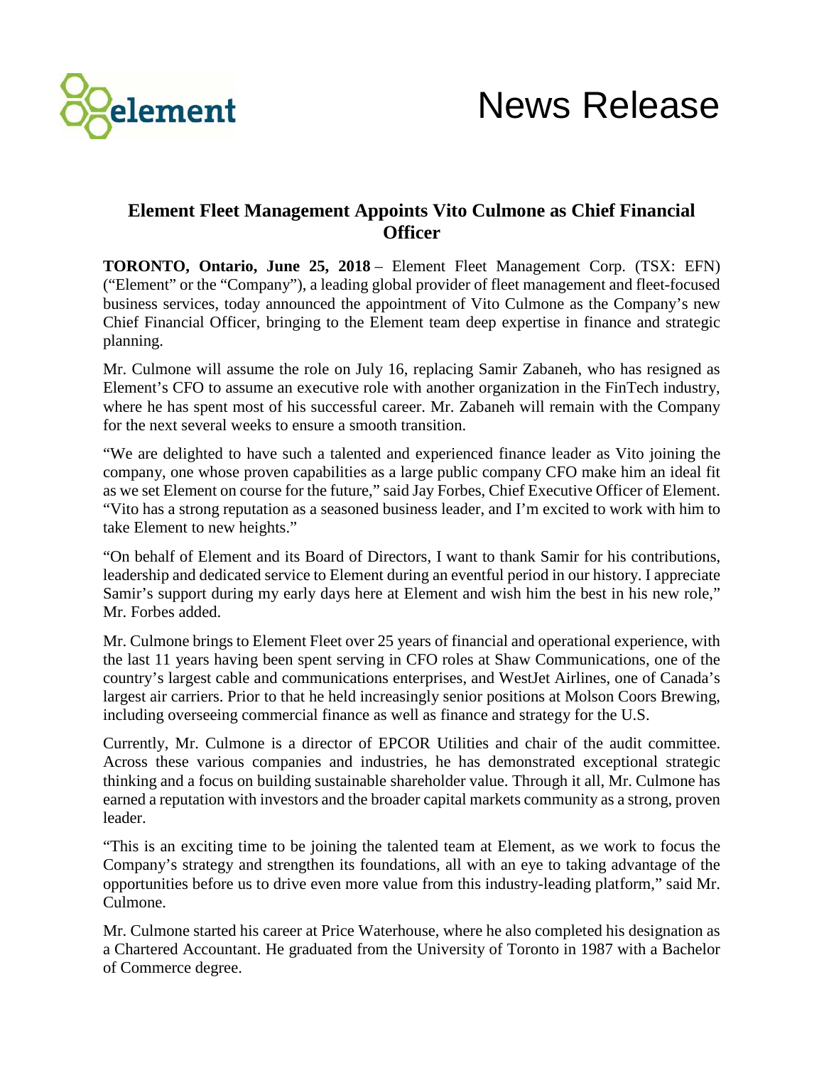# News Release

## Element Fleet Management Appoints Vito Culmone as Chief Financial Officer

**TORONTO, Ontario, June 25, 2018** – Element Fleet Management Corp. (TSX: EFN) ("Element" or the "Company"), a leading global provider of fleet management and fleet-focused business services, today announced the appointment of Vito Culmone as the Company's new Chief Financial Officer, bringing to the Element team deep expertise in finance and strategic planning.

Mr. Culmone will assume the role on July 16, replacing Samir Zabaneh, who has resigned as Element's CFO to assume an executive role with another organization in the FinTech industry, where he has spent most of his successful career. Mr. Zabaneh will remain with the Company for the next several weeks to ensure a smooth transition.

"We are delighted to have such a talented and experienced finance leader as Vito joining the company, one whose proven capabilities as a large public company CFO make him an ideal fit as we set Element on course for the future," said Jay Forbes, Chief Executive Officer of Element. "Vito has a strong reputation as a seasoned business leader, and I'm excited to work with him to take Element to new heights."

"On behalf of Element and its Board of Directors, I want to thank Samir for his contributions, leadership and dedicated service to Element during an eventful period in our history. I appreciate Samir's support during my early days here at Element and wish him the best in his new role," Mr. Forbes added.

Mr. Culmone brings to Element Fleet over 25 years of financial and operational experience, with the last 11 years having been spent serving in CFO roles at Shaw Communications, one of the country's largest cable and communications enterprises, and WestJet Airlines, one of Canada's largest air carriers. Prior to that he held increasingly senior positions at Molson Coors Brewing, including overseeing commercial finance as well as finance and strategy for the U.S.

Currently, Mr. Culmone is a director of EPCOR Utilities and chair of the audit committee. Across these various companies and industries, he has demonstrated exceptional strategic thinking and a focus on building sustainable shareholder value. Through it all, Mr. Culmone has earned a reputation with investors and the broader capital markets community as a strong, proven leader.

"This is an exciting time to be joining the talented team at Element, as we work to focus the Company's strategy and strengthen its foundations, all with an eye to taking advantage of the opportunities before us to drive even more value from this industry-leading platform," said Mr. Culmone.

Mr. Culmone started his career at Price Waterhouse, where he also completed his designation as a Chartered Accountant. He graduated from the University of Toronto in 1987 with a Bachelor of Commerce degree.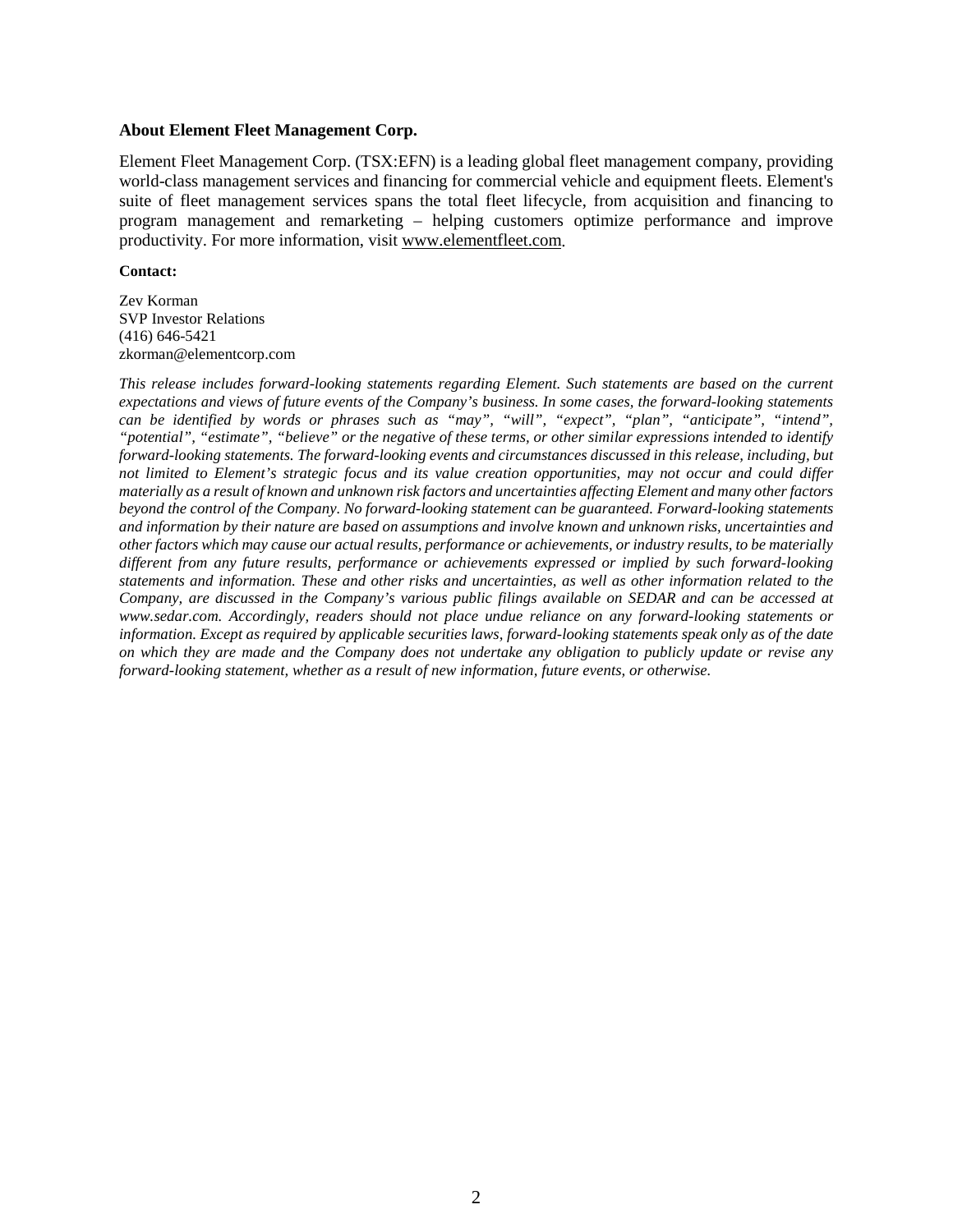**About Element Fleet Management Corp.**

Element Fleet Management Corp. (TSX:EFN) is a leading global fleet management company, providing world-class management services and financing for commercial vehicle and equipment fleets. Element's suite of fleet management services spans the total fleet lifecycle, from acquisition and financing to program management and remarketing – helping customers optimize performance and improve productivity. For more information, visit www.elementfleet.com.

**Contact:**

Zev Korman
SVP Investor Relations
(416) 646-5421
zkorman@elementcorp.com

*This release includes forward-looking statements regarding Element. Such statements are based on the current expectations and views of future events of the Company's business. In some cases, the forward-looking statements can be identified by words or phrases such as "may", "will", "expect", "plan", "anticipate", "intend", "potential", "estimate", "believe" or the negative of these terms, or other similar expressions intended to identify forward-looking statements. The forward-looking events and circumstances discussed in this release, including, but not limited to Element's strategic focus and its value creation opportunities, may not occur and could differ materially as a result of known and unknown risk factors and uncertainties affecting Element and many other factors beyond the control of the Company. No forward-looking statement can be guaranteed. Forward-looking statements and information by their nature are based on assumptions and involve known and unknown risks, uncertainties and other factors which may cause our actual results, performance or achievements, or industry results, to be materially different from any future results, performance or achievements expressed or implied by such forward-looking statements and information. These and other risks and uncertainties, as well as other information related to the Company, are discussed in the Company's various public filings available on SEDAR and can be accessed at www.sedar.com. Accordingly, readers should not place undue reliance on any forward-looking statements or information. Except as required by applicable securities laws, forward-looking statements speak only as of the date on which they are made and the Company does not undertake any obligation to publicly update or revise any forward-looking statement, whether as a result of new information, future events, or otherwise.*